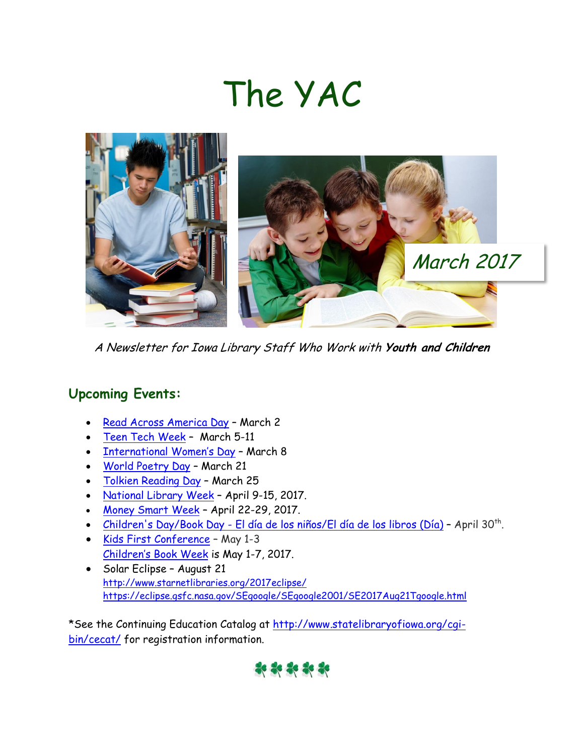# The YAC

*March 2017*

*A Newsletter for Iowa Library Staff Who Work with* ***Youth and Children***

## Upcoming Events:

- Read Across America Day – March 2
- Teen Tech Week – March 5-11
- International Women's Day – March 8
- World Poetry Day – March 21
- Tolkien Reading Day – March 25
- National Library Week – April 9-15, 2017.
- Money Smart Week – April 22-29, 2017.
- Children's Day/Book Day - El día de los niños/El día de los libros (Día) – April 30th.
- Kids First Conference – May 1-3
  Children's Book Week is May 1-7, 2017.
- Solar Eclipse – August 21
  http://www.starnetlibraries.org/2017eclipse/
  https://eclipse.gsfc.nasa.gov/SEgoogle/SEgoogle2001/SE2017Aug21Tgoogle.html

*See the Continuing Education Catalog at http://www.statelibraryofiowa.org/cgi-bin/cecat/ for registration information.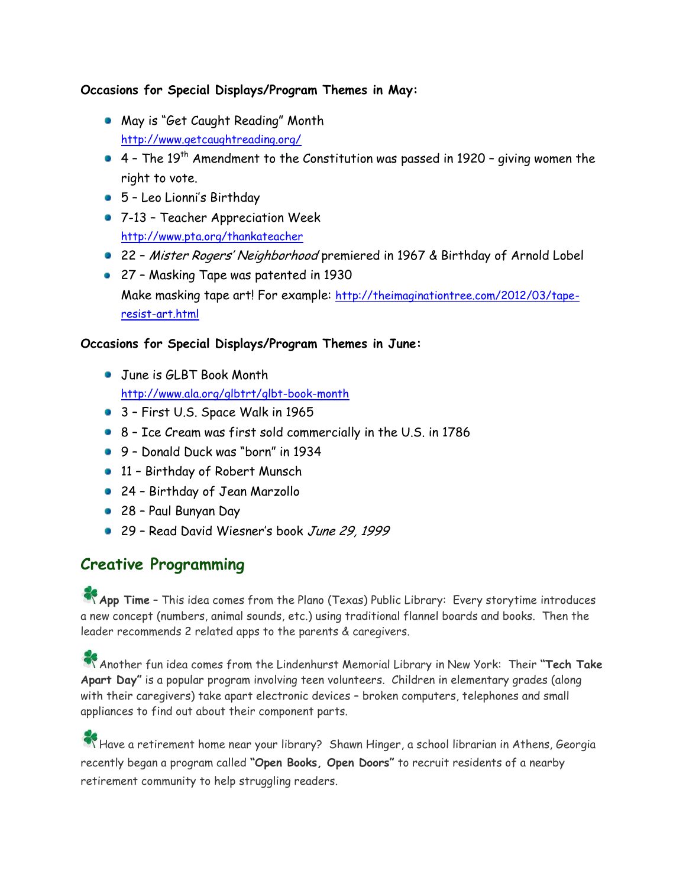**Occasions for Special Displays/Program Themes in May:**

- May is "Get Caught Reading" Month
  http://www.getcaughtreading.org/
- 4 – The 19th Amendment to the Constitution was passed in 1920 – giving women the right to vote.
- 5 – Leo Lionni's Birthday
- 7-13 – Teacher Appreciation Week
  http://www.pta.org/thankateacher
- 22 – *Mister Rogers' Neighborhood* premiered in 1967 & Birthday of Arnold Lobel
- 27 – Masking Tape was patented in 1930
  Make masking tape art! For example: http://theimaginationtree.com/2012/03/tape-resist-art.html

**Occasions for Special Displays/Program Themes in June:**

- June is GLBT Book Month
  http://www.ala.org/glbtrt/glbt-book-month
- 3 – First U.S. Space Walk in 1965
- 8 – Ice Cream was first sold commercially in the U.S. in 1786
- 9 – Donald Duck was "born" in 1934
- 11 – Birthday of Robert Munsch
- 24 – Birthday of Jean Marzollo
- 28 – Paul Bunyan Day
- 29 – Read David Wiesner's book *June 29, 1999*

## Creative Programming

**App Time** – This idea comes from the Plano (Texas) Public Library: Every storytime introduces a new concept (numbers, animal sounds, etc.) using traditional flannel boards and books. Then the leader recommends 2 related apps to the parents & caregivers.

Another fun idea comes from the Lindenhurst Memorial Library in New York: Their **"Tech Take Apart Day"** is a popular program involving teen volunteers. Children in elementary grades (along with their caregivers) take apart electronic devices – broken computers, telephones and small appliances to find out about their component parts.

Have a retirement home near your library? Shawn Hinger, a school librarian in Athens, Georgia recently began a program called **"Open Books, Open Doors"** to recruit residents of a nearby retirement community to help struggling readers.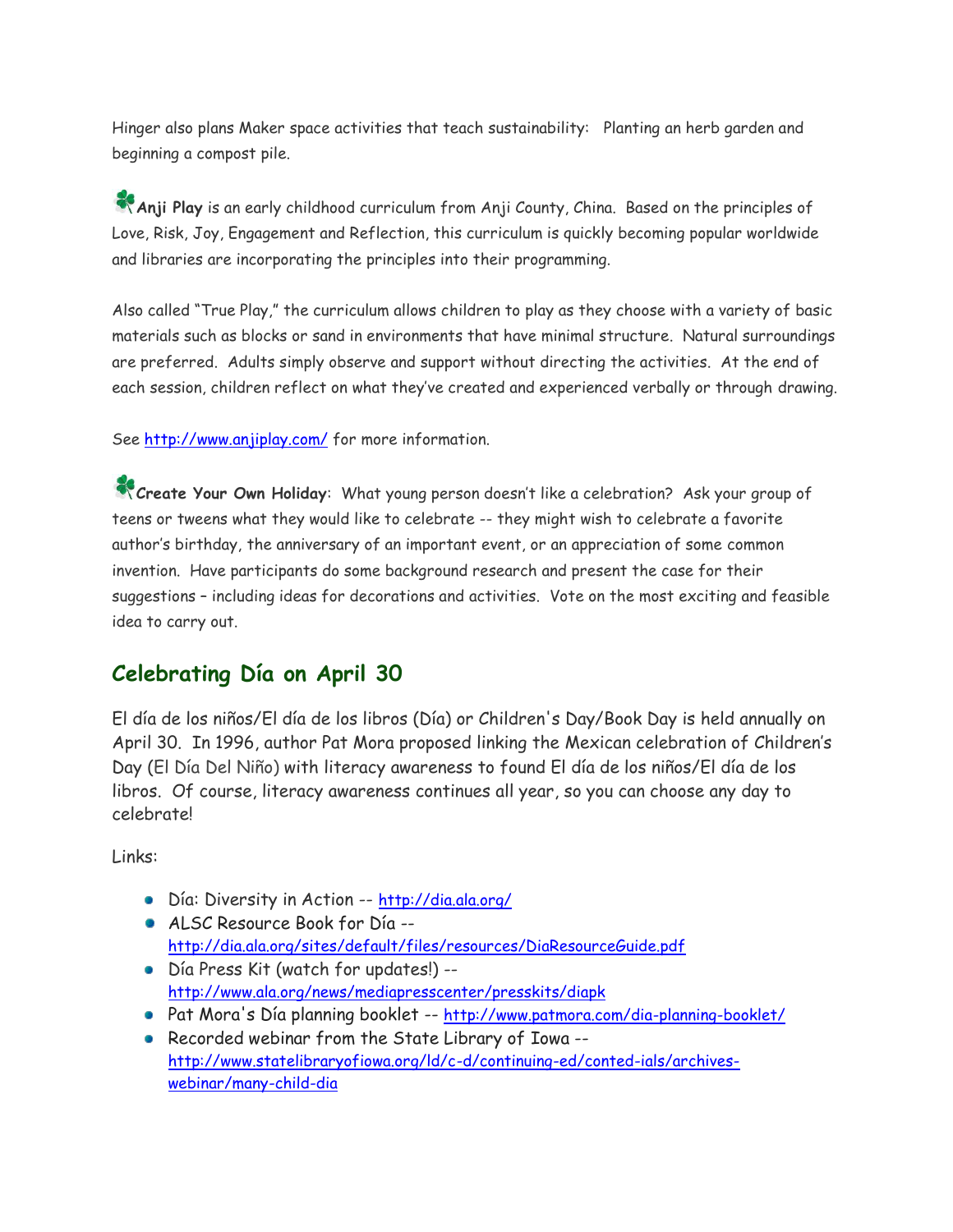Hinger also plans Maker space activities that teach sustainability: Planting an herb garden and beginning a compost pile.

**Anji Play** is an early childhood curriculum from Anji County, China. Based on the principles of Love, Risk, Joy, Engagement and Reflection, this curriculum is quickly becoming popular worldwide and libraries are incorporating the principles into their programming.

Also called "True Play," the curriculum allows children to play as they choose with a variety of basic materials such as blocks or sand in environments that have minimal structure. Natural surroundings are preferred. Adults simply observe and support without directing the activities. At the end of each session, children reflect on what they've created and experienced verbally or through drawing.

See http://www.anjiplay.com/ for more information.

**Create Your Own Holiday**: What young person doesn't like a celebration? Ask your group of teens or tweens what they would like to celebrate -- they might wish to celebrate a favorite author's birthday, the anniversary of an important event, or an appreciation of some common invention. Have participants do some background research and present the case for their suggestions – including ideas for decorations and activities. Vote on the most exciting and feasible idea to carry out.

## Celebrating Día on April 30

El día de los niños/El día de los libros (Día) or Children's Day/Book Day is held annually on April 30. In 1996, author Pat Mora proposed linking the Mexican celebration of Children's Day (El Día Del Niño) with literacy awareness to found El día de los niños/El día de los libros. Of course, literacy awareness continues all year, so you can choose any day to celebrate!

Links:

- Día: Diversity in Action -- http://dia.ala.org/
- ALSC Resource Book for Día -- http://dia.ala.org/sites/default/files/resources/DiaResourceGuide.pdf
- Día Press Kit (watch for updates!) -- http://www.ala.org/news/mediapresscenter/presskits/diapk
- Pat Mora's Día planning booklet -- http://www.patmora.com/dia-planning-booklet/
- Recorded webinar from the State Library of Iowa -- http://www.statelibraryofiowa.org/ld/c-d/continuing-ed/conted-ials/archives-webinar/many-child-dia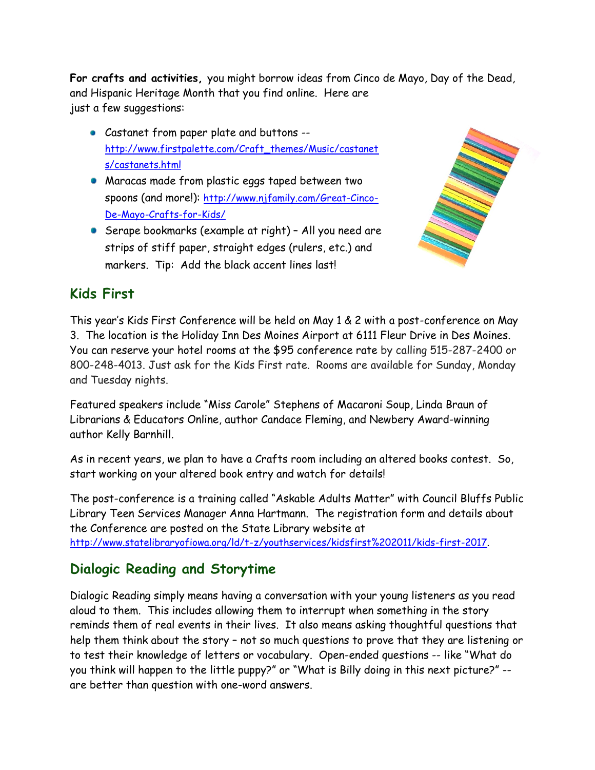**For crafts and activities,** you might borrow ideas from Cinco de Mayo, Day of the Dead, and Hispanic Heritage Month that you find online. Here are just a few suggestions:

- Castanet from paper plate and buttons -- http://www.firstpalette.com/Craft_themes/Music/castanets/castanets.html
- Maracas made from plastic eggs taped between two spoons (and more!): http://www.njfamily.com/Great-Cinco-De-Mayo-Crafts-for-Kids/
- Serape bookmarks (example at right) – All you need are strips of stiff paper, straight edges (rulers, etc.) and markers. Tip: Add the black accent lines last!

## Kids First

This year's Kids First Conference will be held on May 1 & 2 with a post-conference on May 3. The location is the Holiday Inn Des Moines Airport at 6111 Fleur Drive in Des Moines. You can reserve your hotel rooms at the $95 conference rate by calling 515-287-2400 or 800-248-4013. Just ask for the Kids First rate. Rooms are available for Sunday, Monday and Tuesday nights.

Featured speakers include "Miss Carole" Stephens of Macaroni Soup, Linda Braun of Librarians & Educators Online, author Candace Fleming, and Newbery Award-winning author Kelly Barnhill.

As in recent years, we plan to have a Crafts room including an altered books contest. So, start working on your altered book entry and watch for details!

The post-conference is a training called "Askable Adults Matter" with Council Bluffs Public Library Teen Services Manager Anna Hartmann. The registration form and details about the Conference are posted on the State Library website at http://www.statelibraryofiowa.org/ld/t-z/youthservices/kidsfirst%202011/kids-first-2017.

## Dialogic Reading and Storytime

Dialogic Reading simply means having a conversation with your young listeners as you read aloud to them. This includes allowing them to interrupt when something in the story reminds them of real events in their lives. It also means asking thoughtful questions that help them think about the story – not so much questions to prove that they are listening or to test their knowledge of letters or vocabulary. Open-ended questions -- like "What do you think will happen to the little puppy?" or "What is Billy doing in this next picture?" -- are better than question with one-word answers.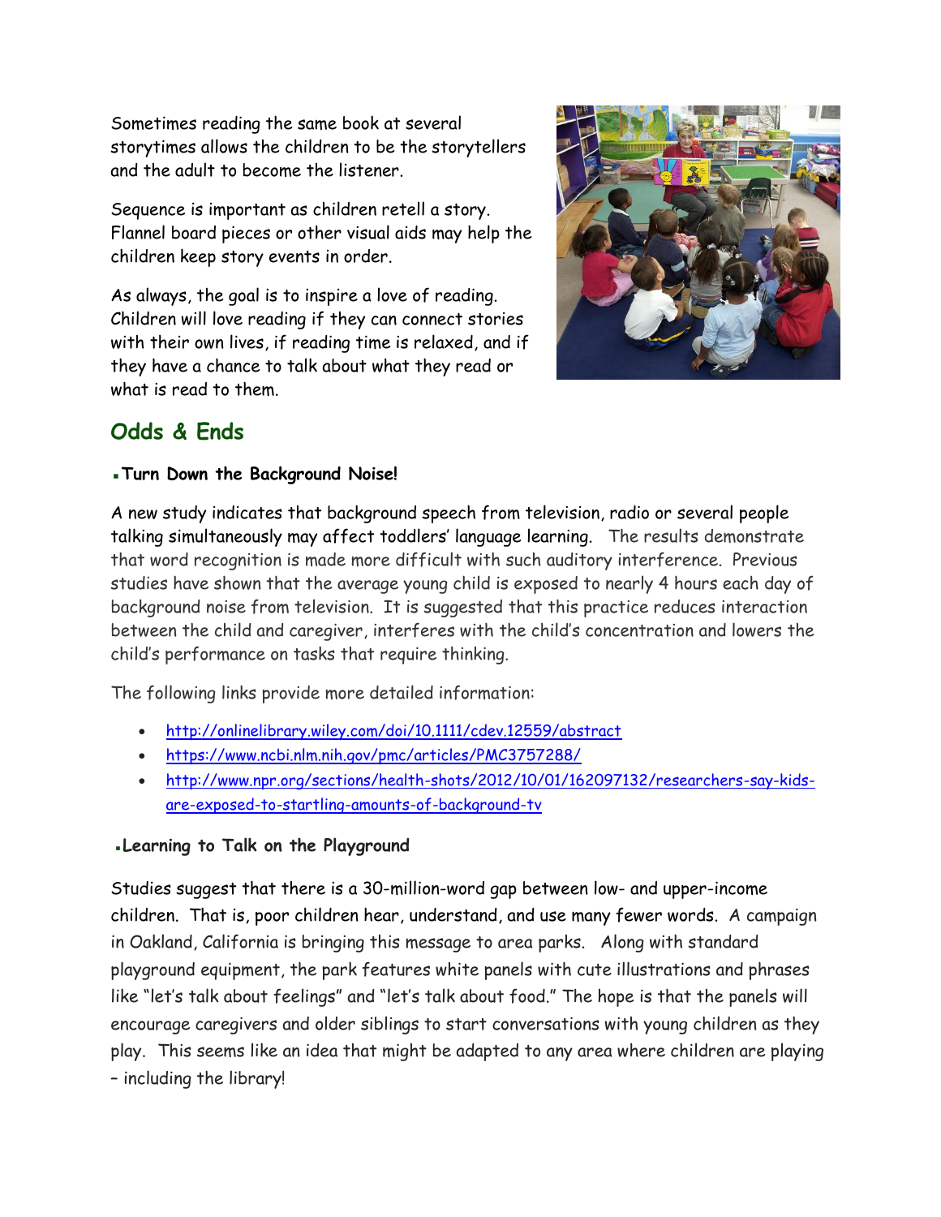Sometimes reading the same book at several storytimes allows the children to be the storytellers and the adult to become the listener.

Sequence is important as children retell a story. Flannel board pieces or other visual aids may help the children keep story events in order.

As always, the goal is to inspire a love of reading. Children will love reading if they can connect stories with their own lives, if reading time is relaxed, and if they have a chance to talk about what they read or what is read to them.

## Odds & Ends

### Turn Down the Background Noise!

A new study indicates that background speech from television, radio or several people talking simultaneously may affect toddlers' language learning. The results demonstrate that word recognition is made more difficult with such auditory interference. Previous studies have shown that the average young child is exposed to nearly 4 hours each day of background noise from television. It is suggested that this practice reduces interaction between the child and caregiver, interferes with the child's concentration and lowers the child's performance on tasks that require thinking.

The following links provide more detailed information:

- http://onlinelibrary.wiley.com/doi/10.1111/cdev.12559/abstract
- https://www.ncbi.nlm.nih.gov/pmc/articles/PMC3757288/
- http://www.npr.org/sections/health-shots/2012/10/01/162097132/researchers-say-kids-are-exposed-to-startling-amounts-of-background-tv

### Learning to Talk on the Playground

Studies suggest that there is a 30-million-word gap between low- and upper-income children. That is, poor children hear, understand, and use many fewer words. A campaign in Oakland, California is bringing this message to area parks. Along with standard playground equipment, the park features white panels with cute illustrations and phrases like "let's talk about feelings" and "let's talk about food." The hope is that the panels will encourage caregivers and older siblings to start conversations with young children as they play. This seems like an idea that might be adapted to any area where children are playing – including the library!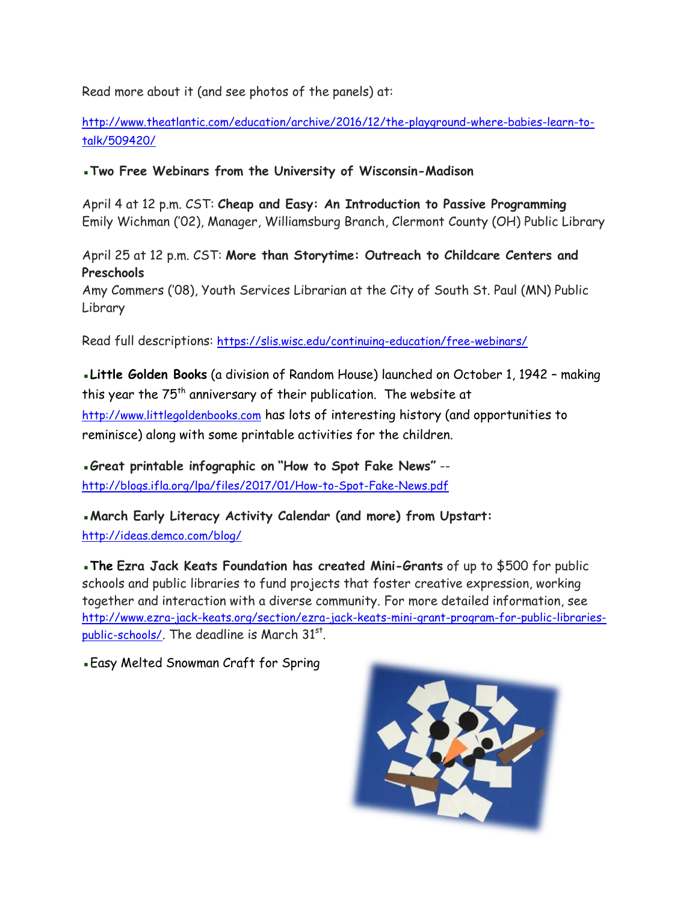Read more about it (and see photos of the panels) at:

http://www.theatlantic.com/education/archive/2016/12/the-playground-where-babies-learn-to-talk/509420/

- **Two Free Webinars from the University of Wisconsin-Madison**

April 4 at 12 p.m. CST: **Cheap and Easy: An Introduction to Passive Programming**
Emily Wichman ('02), Manager, Williamsburg Branch, Clermont County (OH) Public Library

April 25 at 12 p.m. CST: **More than Storytime: Outreach to Childcare Centers and Preschools**
Amy Commers ('08), Youth Services Librarian at the City of South St. Paul (MN) Public Library

Read full descriptions: https://slis.wisc.edu/continuing-education/free-webinars/

- **Little Golden Books** (a division of Random House) launched on October 1, 1942 – making this year the 75th anniversary of their publication. The website at http://www.littlegoldenbooks.com has lots of interesting history (and opportunities to reminisce) along with some printable activities for the children.

- **Great printable infographic on "How to Spot Fake News"** -- http://blogs.ifla.org/lpa/files/2017/01/How-to-Spot-Fake-News.pdf

- **March Early Literacy Activity Calendar (and more) from Upstart:** http://ideas.demco.com/blog/

- **The Ezra Jack Keats Foundation has created Mini-Grants** of up to $500 for public schools and public libraries to fund projects that foster creative expression, working together and interaction with a diverse community. For more detailed information, see http://www.ezra-jack-keats.org/section/ezra-jack-keats-mini-grant-program-for-public-libraries-public-schools/. The deadline is March 31st.

- Easy Melted Snowman Craft for Spring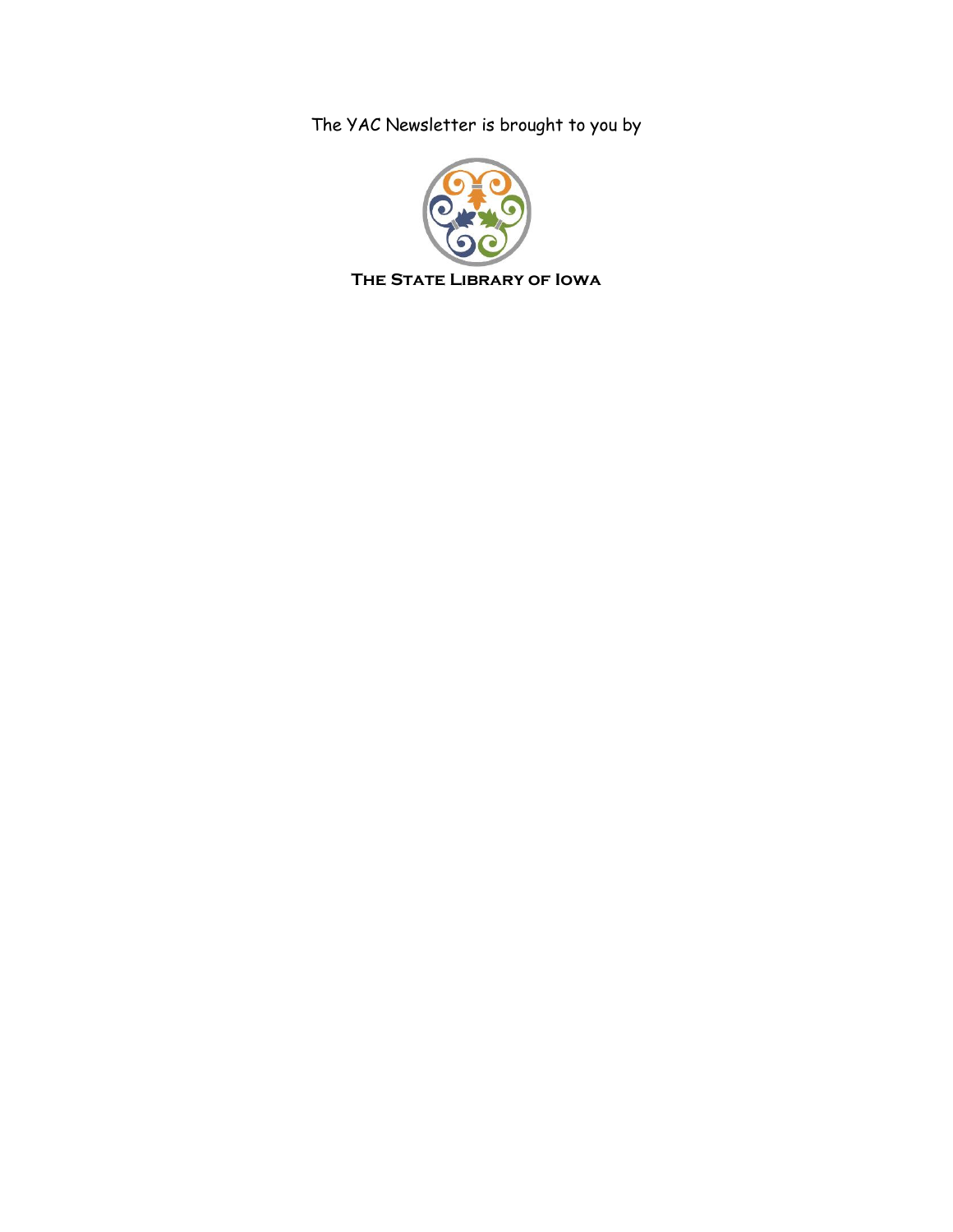The YAC Newsletter is brought to you by

**The State Library of Iowa**